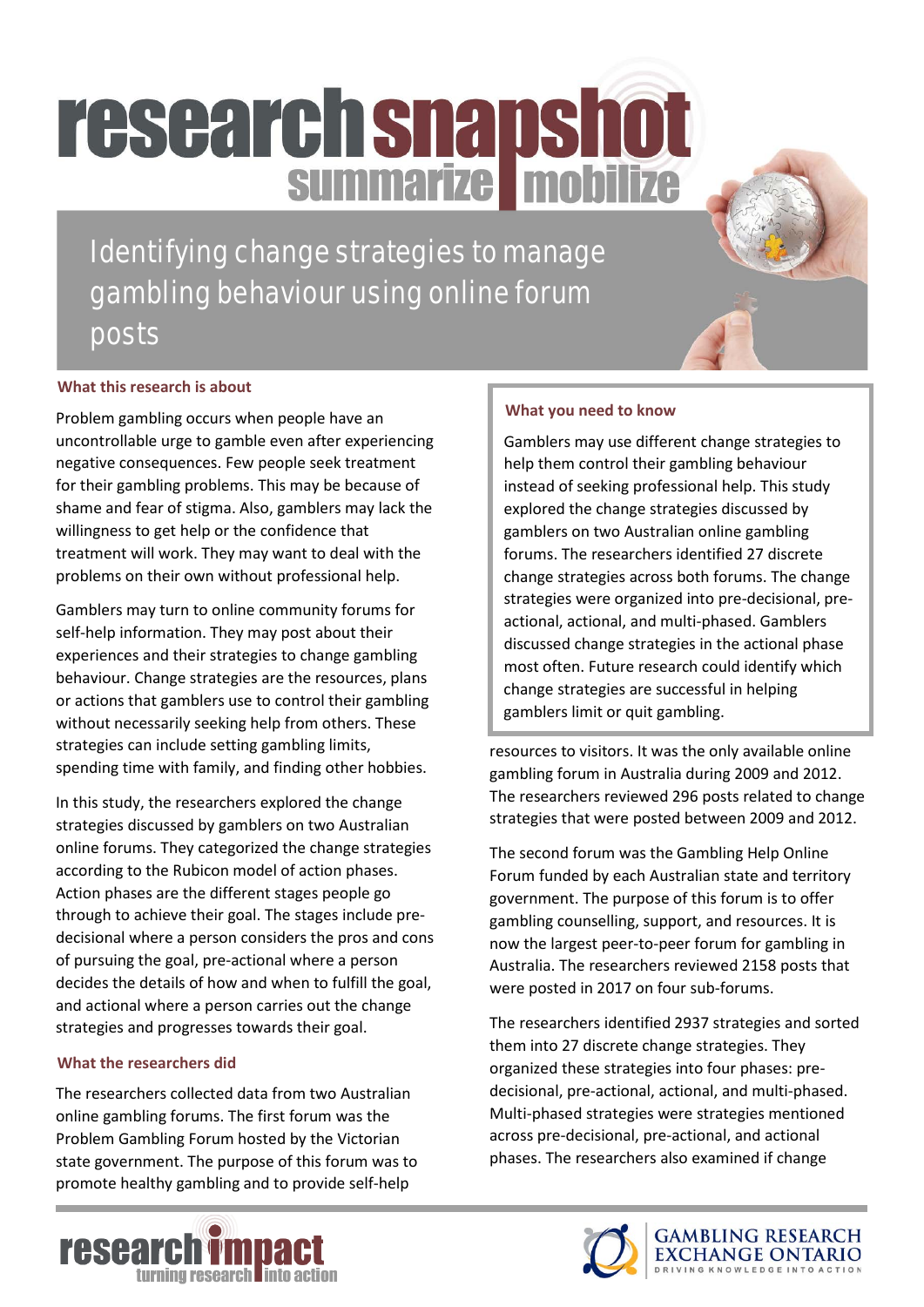# research snapshot

summarize mobilize

## Identifying change strategies to manage gambling behaviour using online forum posts

### What this research is about

Problem gambling occurs when people have an uncontrollable urge to gamble even after experiencing negative consequences. Few people seek treatment for their gambling problems. This may be because of shame and fear of stigma. Also, gamblers may lack the willingness to get help or the confidence that treatment will work. They may want to deal with the problems on their own without professional help.

Gamblers may turn to online community forums for self-help information. They may post about their experiences and their strategies to change gambling behaviour. Change strategies are the resources, plans or actions that gamblers use to control their gambling without necessarily seeking help from others. These strategies can include setting gambling limits, spending time with family, and finding other hobbies.

In this study, the researchers explored the change strategies discussed by gamblers on two Australian online forums. They categorized the change strategies according to the Rubicon model of action phases. Action phases are the different stages people go through to achieve their goal. The stages include pre-decisional where a person considers the pros and cons of pursuing the goal, pre-actional where a person decides the details of how and when to fulfill the goal, and actional where a person carries out the change strategies and progresses towards their goal.

### What you need to know

Gamblers may use different change strategies to help them control their gambling behaviour instead of seeking professional help. This study explored the change strategies discussed by gamblers on two Australian online gambling forums. The researchers identified 27 discrete change strategies across both forums. The change strategies were organized into pre-decisional, pre-actional, actional, and multi-phased. Gamblers discussed change strategies in the actional phase most often. Future research could identify which change strategies are successful in helping gamblers limit or quit gambling.

### What the researchers did

The researchers collected data from two Australian online gambling forums. The first forum was the Problem Gambling Forum hosted by the Victorian state government. The purpose of this forum was to promote healthy gambling and to provide self-help resources to visitors. It was the only available online gambling forum in Australia during 2009 and 2012. The researchers reviewed 296 posts related to change strategies that were posted between 2009 and 2012.

The second forum was the Gambling Help Online Forum funded by each Australian state and territory government. The purpose of this forum is to offer gambling counselling, support, and resources. It is now the largest peer-to-peer forum for gambling in Australia. The researchers reviewed 2158 posts that were posted in 2017 on four sub-forums.

The researchers identified 2937 strategies and sorted them into 27 discrete change strategies. They organized these strategies into four phases: pre-decisional, pre-actional, actional, and multi-phased. Multi-phased strategies were strategies mentioned across pre-decisional, pre-actional, and actional phases. The researchers also examined if change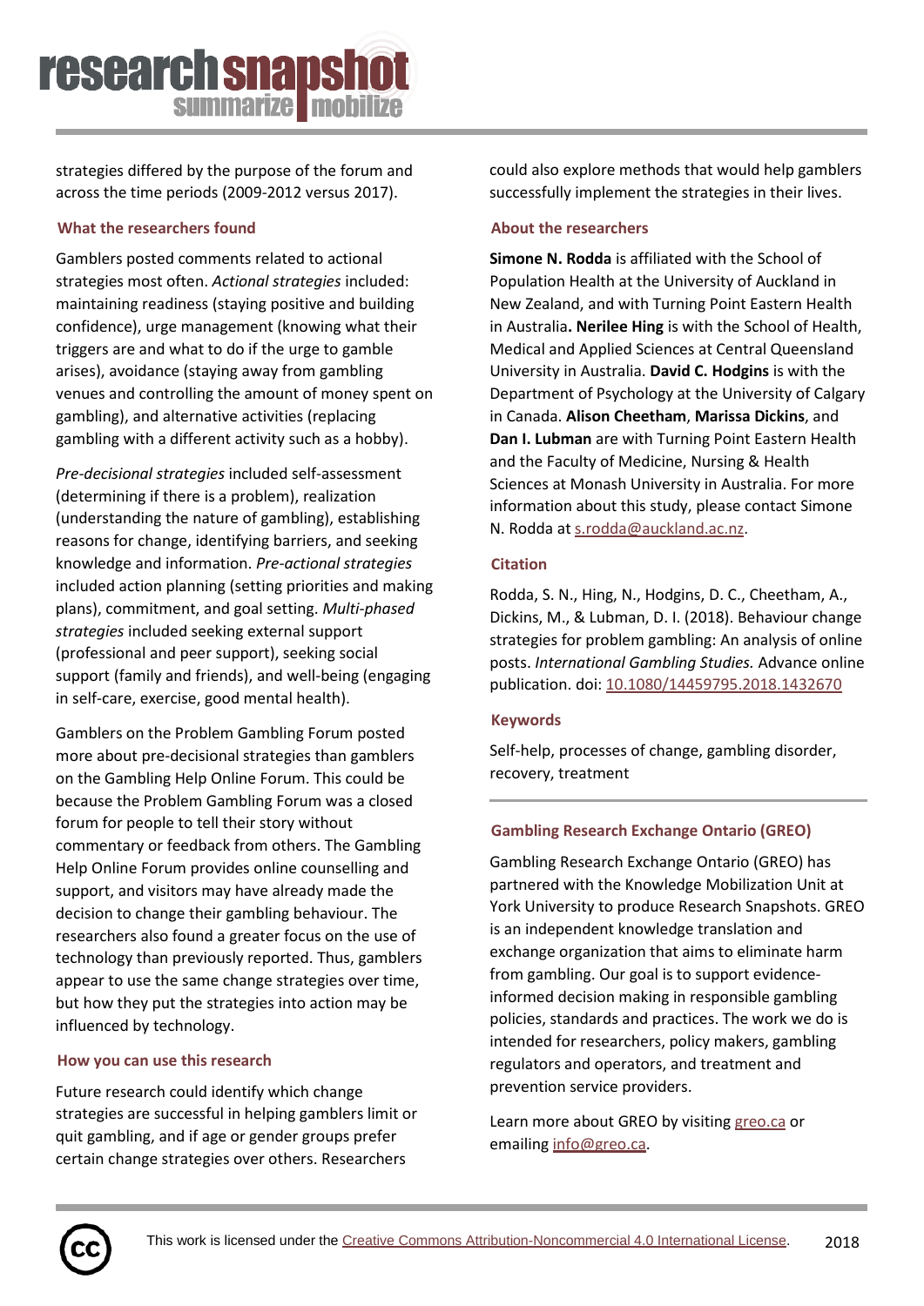strategies differed by the purpose of the forum and across the time periods (2009-2012 versus 2017).

### What the researchers found

Gamblers posted comments related to actional strategies most often. *Actional strategies* included: maintaining readiness (staying positive and building confidence), urge management (knowing what their triggers are and what to do if the urge to gamble arises), avoidance (staying away from gambling venues and controlling the amount of money spent on gambling), and alternative activities (replacing gambling with a different activity such as a hobby).

*Pre-decisional strategies* included self-assessment (determining if there is a problem), realization (understanding the nature of gambling), establishing reasons for change, identifying barriers, and seeking knowledge and information. *Pre-actional strategies* included action planning (setting priorities and making plans), commitment, and goal setting. *Multi-phased strategies* included seeking external support (professional and peer support), seeking social support (family and friends), and well-being (engaging in self-care, exercise, good mental health).

Gamblers on the Problem Gambling Forum posted more about pre-decisional strategies than gamblers on the Gambling Help Online Forum. This could be because the Problem Gambling Forum was a closed forum for people to tell their story without commentary or feedback from others. The Gambling Help Online Forum provides online counselling and support, and visitors may have already made the decision to change their gambling behaviour. The researchers also found a greater focus on the use of technology than previously reported. Thus, gamblers appear to use the same change strategies over time, but how they put the strategies into action may be influenced by technology.

### How you can use this research

Future research could identify which change strategies are successful in helping gamblers limit or quit gambling, and if age or gender groups prefer certain change strategies over others. Researchers could also explore methods that would help gamblers successfully implement the strategies in their lives.

### About the researchers

**Simone N. Rodda** is affiliated with the School of Population Health at the University of Auckland in New Zealand, and with Turning Point Eastern Health in Australia**. Nerilee Hing** is with the School of Health, Medical and Applied Sciences at Central Queensland University in Australia. **David C. Hodgins** is with the Department of Psychology at the University of Calgary in Canada. **Alison Cheetham**, **Marissa Dickins**, and **Dan I. Lubman** are with Turning Point Eastern Health and the Faculty of Medicine, Nursing & Health Sciences at Monash University in Australia. For more information about this study, please contact Simone N. Rodda at s.rodda@auckland.ac.nz.

### Citation

Rodda, S. N., Hing, N., Hodgins, D. C., Cheetham, A., Dickins, M., & Lubman, D. I. (2018). Behaviour change strategies for problem gambling: An analysis of online posts. *International Gambling Studies.* Advance online publication. doi: 10.1080/14459795.2018.1432670

### Keywords

Self-help, processes of change, gambling disorder, recovery, treatment

### Gambling Research Exchange Ontario (GREO)

Gambling Research Exchange Ontario (GREO) has partnered with the Knowledge Mobilization Unit at York University to produce Research Snapshots. GREO is an independent knowledge translation and exchange organization that aims to eliminate harm from gambling. Our goal is to support evidence-informed decision making in responsible gambling policies, standards and practices. The work we do is intended for researchers, policy makers, gambling regulators and operators, and treatment and prevention service providers.

Learn more about GREO by visiting greo.ca or emailing info@greo.ca.

This work is licensed under the Creative Commons Attribution-Noncommercial 4.0 International License. 2018